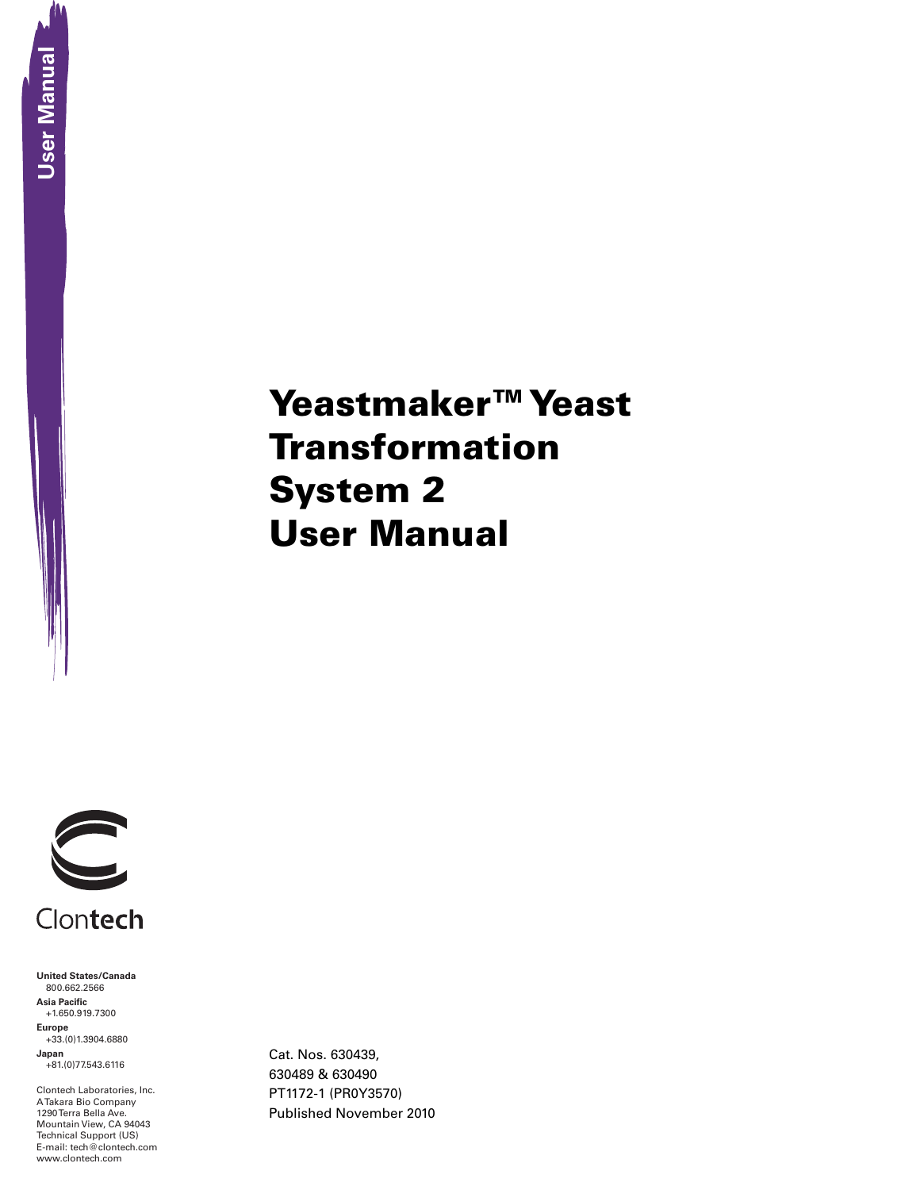User Manual

# Yeastmaker™ Yeast Transformation System 2 User Manual

Clontech

**United States/Canada**
800.662.2566

**Asia Pacific**
+1.650.919.7300

**Europe**
+33.(0)1.3904.6880

**Japan**
+81.(0)77.543.6116

Clontech Laboratories, Inc.
A Takara Bio Company
1290 Terra Bella Ave.
Mountain View, CA 94043
Technical Support (US)
E-mail: tech@clontech.com
www.clontech.com

Cat. Nos. 630439,
630489 & 630490
PT1172-1 (PR0Y3570)
Published November 2010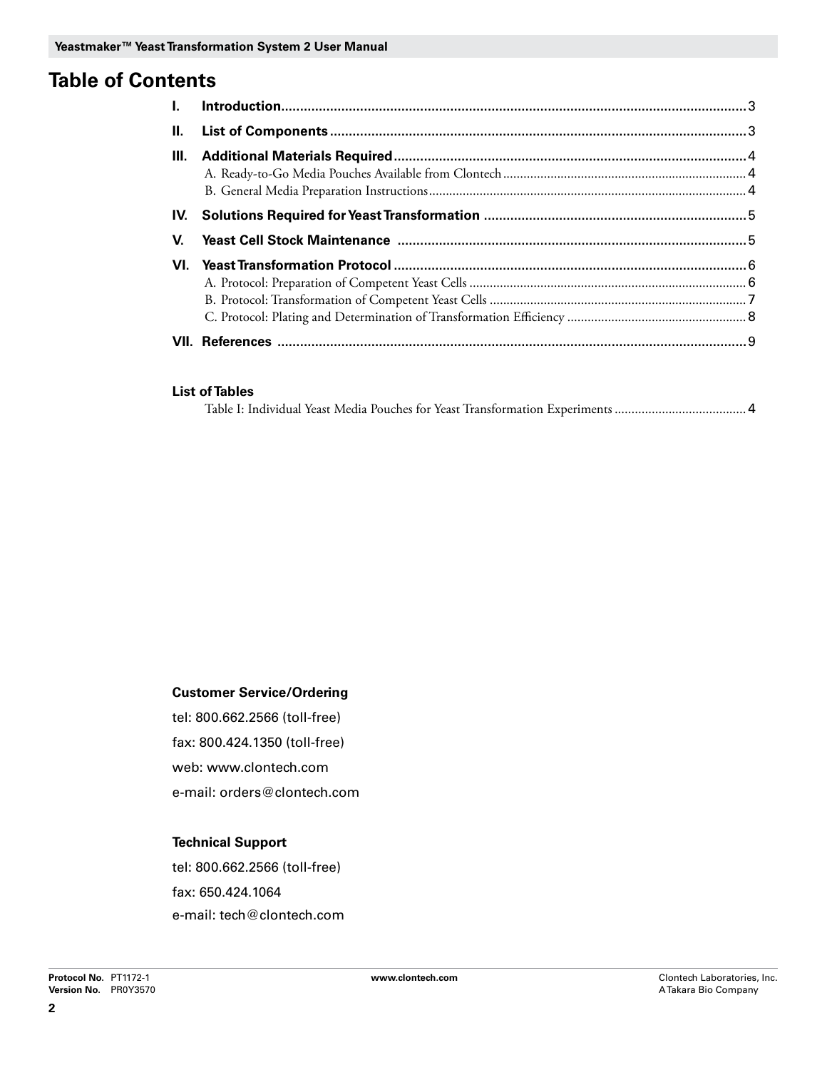# Table of Contents

- **I. Introduction** ............ 3
- **II. List of Components** ............ 3
- **III. Additional Materials Required** ............ 4
  - A. Ready-to-Go Media Pouches Available from Clontech ............ 4
  - B. General Media Preparation Instructions ............ 4
- **IV. Solutions Required for Yeast Transformation** ............ 5
- **V. Yeast Cell Stock Maintenance** ............ 5
- **VI. Yeast Transformation Protocol** ............ 6
  - A. Protocol: Preparation of Competent Yeast Cells ............ 6
  - B. Protocol: Transformation of Competent Yeast Cells ............ 7
  - C. Protocol: Plating and Determination of Transformation Efficiency ............ 8
- **VII. References** ............ 9

**List of Tables**

Table I: Individual Yeast Media Pouches for Yeast Transformation Experiments ............ 4

**Customer Service/Ordering**

tel: 800.662.2566 (toll-free)

fax: 800.424.1350 (toll-free)

web: www.clontech.com

e-mail: orders@clontech.com

**Technical Support**

tel: 800.662.2566 (toll-free)

fax: 650.424.1064

e-mail: tech@clontech.com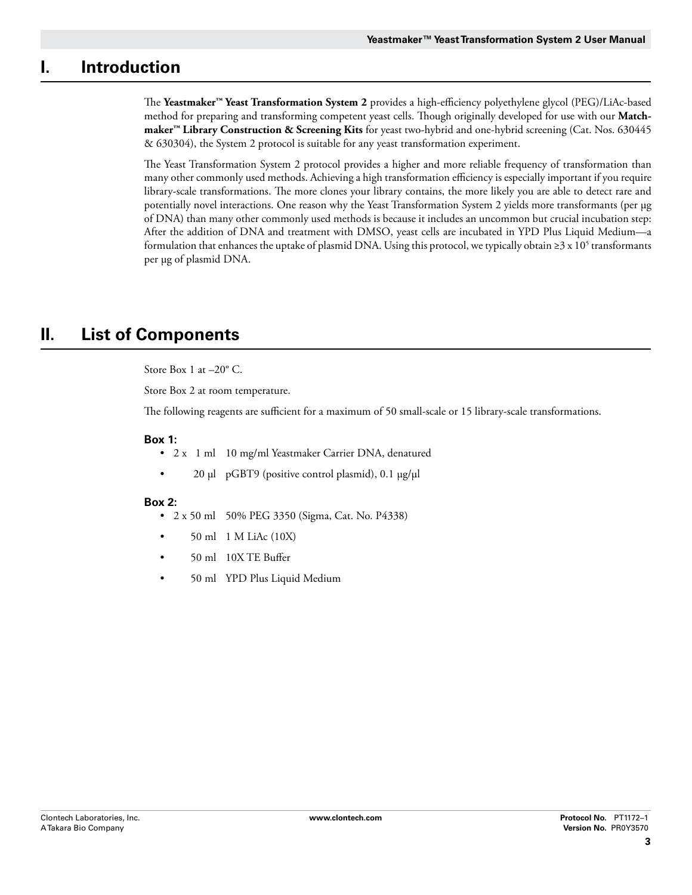# I. Introduction

The **Yeastmaker™ Yeast Transformation System 2** provides a high-efficiency polyethylene glycol (PEG)/LiAc-based method for preparing and transforming competent yeast cells. Though originally developed for use with our **Matchmaker™ Library Construction & Screening Kits** for yeast two-hybrid and one-hybrid screening (Cat. Nos. 630445 & 630304), the System 2 protocol is suitable for any yeast transformation experiment.

The Yeast Transformation System 2 protocol provides a higher and more reliable frequency of transformation than many other commonly used methods. Achieving a high transformation efficiency is especially important if you require library-scale transformations. The more clones your library contains, the more likely you are able to detect rare and potentially novel interactions. One reason why the Yeast Transformation System 2 yields more transformants (per µg of DNA) than many other commonly used methods is because it includes an uncommon but crucial incubation step: After the addition of DNA and treatment with DMSO, yeast cells are incubated in YPD Plus Liquid Medium—a formulation that enhances the uptake of plasmid DNA. Using this protocol, we typically obtain ≥3 x $10^5$ transformants per µg of plasmid DNA.

# II. List of Components

Store Box 1 at –20° C.

Store Box 2 at room temperature.

The following reagents are sufficient for a maximum of 50 small-scale or 15 library-scale transformations.

**Box 1:**

- 2 x 1 ml 10 mg/ml Yeastmaker Carrier DNA, denatured
- 20 µl pGBT9 (positive control plasmid), 0.1 µg/µl

**Box 2:**

- 2 x 50 ml 50% PEG 3350 (Sigma, Cat. No. P4338)
- 50 ml 1 M LiAc (10X)
- 50 ml 10X TE Buffer
- 50 ml YPD Plus Liquid Medium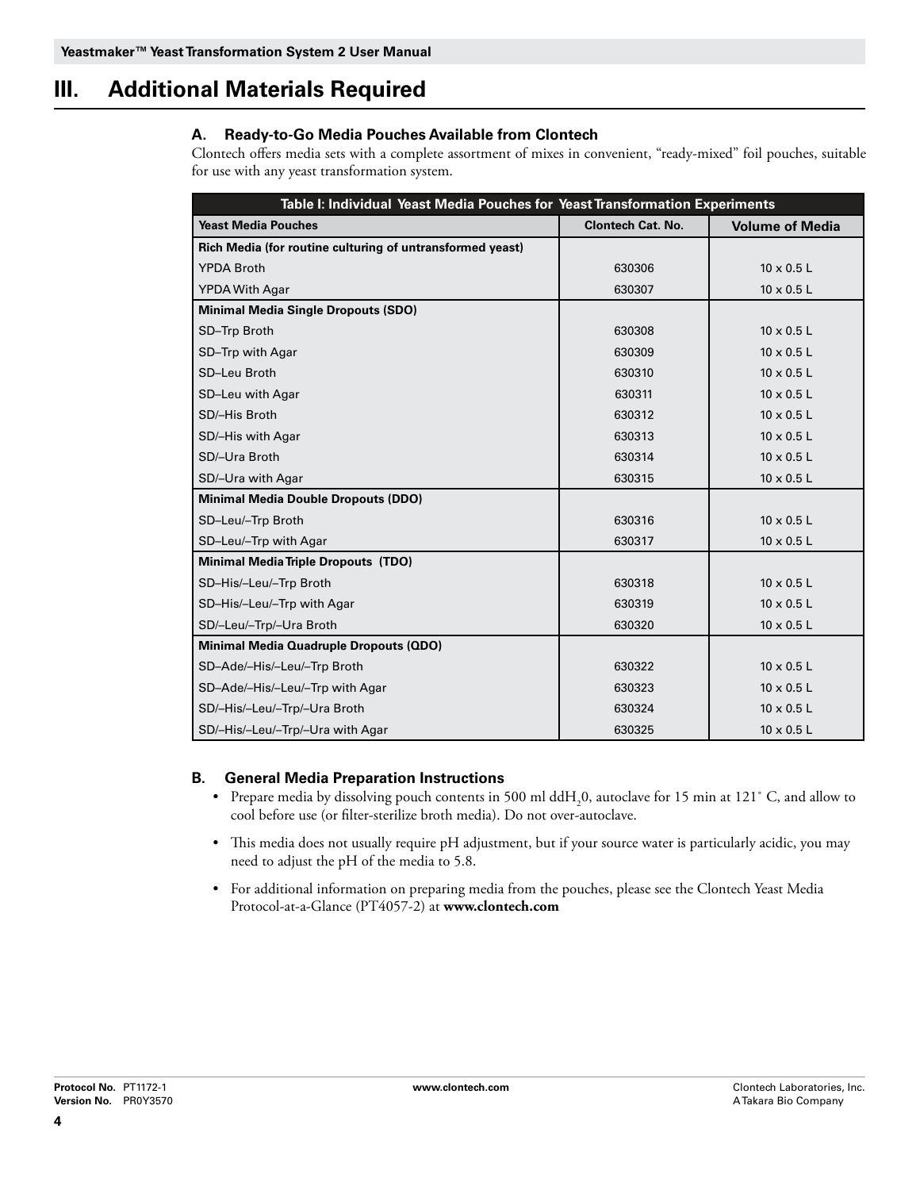# III. Additional Materials Required

## A. Ready-to-Go Media Pouches Available from Clontech

Clontech offers media sets with a complete assortment of mixes in convenient, "ready-mixed" foil pouches, suitable for use with any yeast transformation system.

**Table I: Individual Yeast Media Pouches for Yeast Transformation Experiments**

| Yeast Media Pouches | Clontech Cat. No. | Volume of Media |
|---|---|---|
| **Rich Media (for routine culturing of untransformed yeast)** | | |
| YPDA Broth | 630306 | 10 x 0.5 L |
| YPDA With Agar | 630307 | 10 x 0.5 L |
| **Minimal Media Single Dropouts (SDO)** | | |
| SD–Trp Broth | 630308 | 10 x 0.5 L |
| SD–Trp with Agar | 630309 | 10 x 0.5 L |
| SD–Leu Broth | 630310 | 10 x 0.5 L |
| SD–Leu with Agar | 630311 | 10 x 0.5 L |
| SD/–His Broth | 630312 | 10 x 0.5 L |
| SD/–His with Agar | 630313 | 10 x 0.5 L |
| SD/–Ura Broth | 630314 | 10 x 0.5 L |
| SD/–Ura with Agar | 630315 | 10 x 0.5 L |
| **Minimal Media Double Dropouts (DDO)** | | |
| SD–Leu/–Trp Broth | 630316 | 10 x 0.5 L |
| SD–Leu/–Trp with Agar | 630317 | 10 x 0.5 L |
| **Minimal Media Triple Dropouts (TDO)** | | |
| SD–His/–Leu/–Trp Broth | 630318 | 10 x 0.5 L |
| SD–His/–Leu/–Trp with Agar | 630319 | 10 x 0.5 L |
| SD/–Leu/–Trp/–Ura Broth | 630320 | 10 x 0.5 L |
| **Minimal Media Quadruple Dropouts (QDO)** | | |
| SD–Ade/–His/–Leu/–Trp Broth | 630322 | 10 x 0.5 L |
| SD–Ade/–His/–Leu/–Trp with Agar | 630323 | 10 x 0.5 L |
| SD/–His/–Leu/–Trp/–Ura Broth | 630324 | 10 x 0.5 L |
| SD/–His/–Leu/–Trp/–Ura with Agar | 630325 | 10 x 0.5 L |

## B. General Media Preparation Instructions

- Prepare media by dissolving pouch contents in 500 ml $ddH_20$, autoclave for 15 min at 121° C, and allow to cool before use (or filter-sterilize broth media). Do not over-autoclave.
- This media does not usually require pH adjustment, but if your source water is particularly acidic, you may need to adjust the pH of the media to 5.8.
- For additional information on preparing media from the pouches, please see the Clontech Yeast Media Protocol-at-a-Glance (PT4057-2) at **www.clontech.com**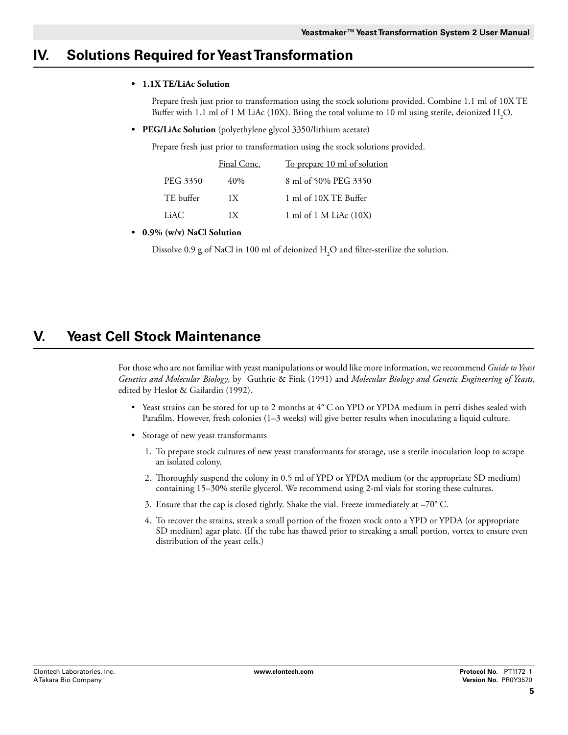## IV. Solutions Required for Yeast Transformation

- **1.1X TE/LiAc Solution**

  Prepare fresh just prior to transformation using the stock solutions provided. Combine 1.1 ml of 10X TE Buffer with 1.1 ml of 1 M LiAc (10X). Bring the total volume to 10 ml using sterile, deionized $H_2O$.

- **PEG/LiAc Solution** (polyethylene glycol 3350/lithium acetate)

  Prepare fresh just prior to transformation using the stock solutions provided.

| | Final Conc. | To prepare 10 ml of solution |
|---|---|---|
| PEG 3350 | 40% | 8 ml of 50% PEG 3350 |
| TE buffer | 1X | 1 ml of 10X TE Buffer |
| LiAC | 1X | 1 ml of 1 M LiAc (10X) |

- **0.9% (w/v) NaCl Solution**

  Dissolve 0.9 g of NaCl in 100 ml of deionized $H_2O$ and filter-sterilize the solution.

## V. Yeast Cell Stock Maintenance

For those who are not familiar with yeast manipulations or would like more information, we recommend *Guide to Yeast Genetics and Molecular Biology*, by Guthrie & Fink (1991) and *Molecular Biology and Genetic Engineering of Yeasts*, edited by Heslot & Gailardin (1992).

- Yeast strains can be stored for up to 2 months at 4° C on YPD or YPDA medium in petri dishes sealed with Parafilm. However, fresh colonies (1–3 weeks) will give better results when inoculating a liquid culture.
- Storage of new yeast transformants
  1. To prepare stock cultures of new yeast transformants for storage, use a sterile inoculation loop to scrape an isolated colony.
  2. Thoroughly suspend the colony in 0.5 ml of YPD or YPDA medium (or the appropriate SD medium) containing 15–30% sterile glycerol. We recommend using 2-ml vials for storing these cultures.
  3. Ensure that the cap is closed tightly. Shake the vial. Freeze immediately at –70° C.
  4. To recover the strains, streak a small portion of the frozen stock onto a YPD or YPDA (or appropriate SD medium) agar plate. (If the tube has thawed prior to streaking a small portion, vortex to ensure even distribution of the yeast cells.)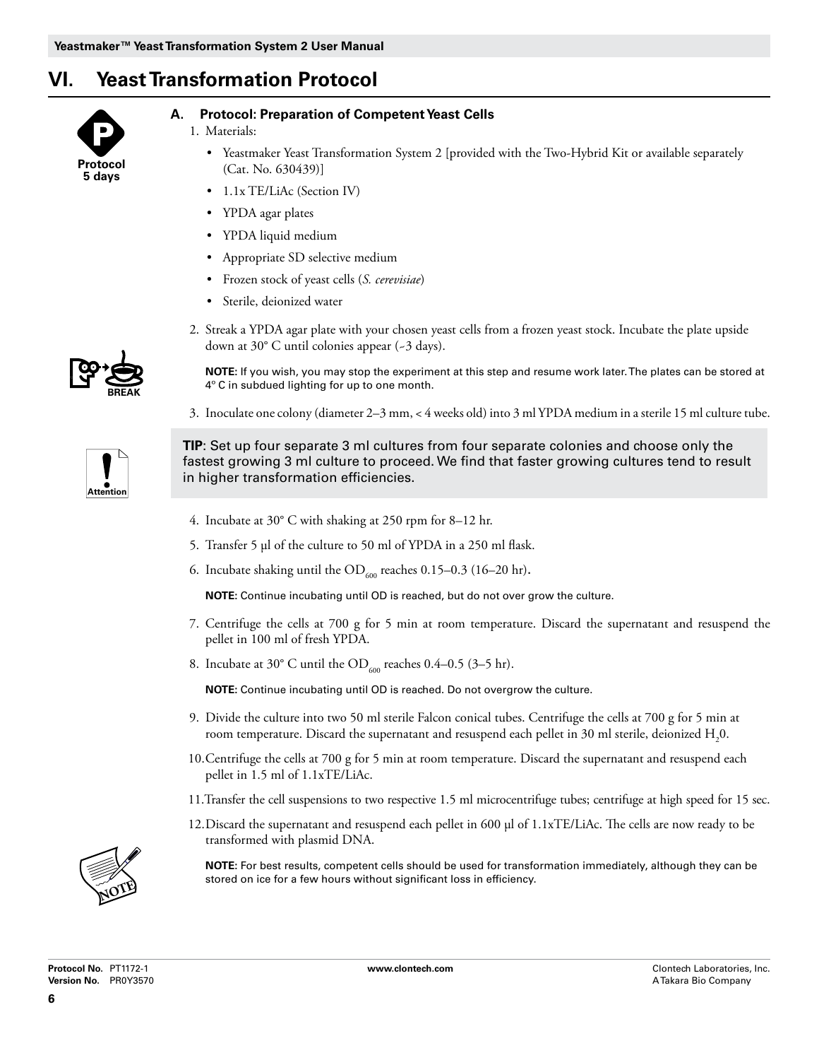# VI. Yeast Transformation Protocol

Protocol
5 days

## A. Protocol: Preparation of Competent Yeast Cells

1. Materials:
   - Yeastmaker Yeast Transformation System 2 [provided with the Two-Hybrid Kit or available separately (Cat. No. 630439)]
   - 1.1x TE/LiAc (Section IV)
   - YPDA agar plates
   - YPDA liquid medium
   - Appropriate SD selective medium
   - Frozen stock of yeast cells (*S. cerevisiae*)
   - Sterile, deionized water
2. Streak a YPDA agar plate with your chosen yeast cells from a frozen yeast stock. Incubate the plate upside down at 30° C until colonies appear (~3 days).

   **NOTE:** If you wish, you may stop the experiment at this step and resume work later. The plates can be stored at 4° C in subdued lighting for up to one month.

3. Inoculate one colony (diameter 2–3 mm, < 4 weeks old) into 3 ml YPDA medium in a sterile 15 ml culture tube.

**TIP**: Set up four separate 3 ml cultures from four separate colonies and choose only the fastest growing 3 ml culture to proceed. We find that faster growing cultures tend to result in higher transformation efficiencies.

4. Incubate at 30° C with shaking at 250 rpm for 8–12 hr.
5. Transfer 5 µl of the culture to 50 ml of YPDA in a 250 ml flask.
6. Incubate shaking until the $OD_{600}$ reaches 0.15–0.3 (16–20 hr).

   **NOTE:** Continue incubating until OD is reached, but do not over grow the culture.

7. Centrifuge the cells at 700 g for 5 min at room temperature. Discard the supernatant and resuspend the pellet in 100 ml of fresh YPDA.
8. Incubate at 30° C until the $OD_{600}$ reaches 0.4–0.5 (3–5 hr).

   **NOTE:** Continue incubating until OD is reached. Do not overgrow the culture.

9. Divide the culture into two 50 ml sterile Falcon conical tubes. Centrifuge the cells at 700 g for 5 min at room temperature. Discard the supernatant and resuspend each pellet in 30 ml sterile, deionized $H_20$.
10. Centrifuge the cells at 700 g for 5 min at room temperature. Discard the supernatant and resuspend each pellet in 1.5 ml of 1.1xTE/LiAc.
11. Transfer the cell suspensions to two respective 1.5 ml microcentrifuge tubes; centrifuge at high speed for 15 sec.
12. Discard the supernatant and resuspend each pellet in 600 µl of 1.1xTE/LiAc. The cells are now ready to be transformed with plasmid DNA.

    **NOTE:** For best results, competent cells should be used for transformation immediately, although they can be stored on ice for a few hours without significant loss in efficiency.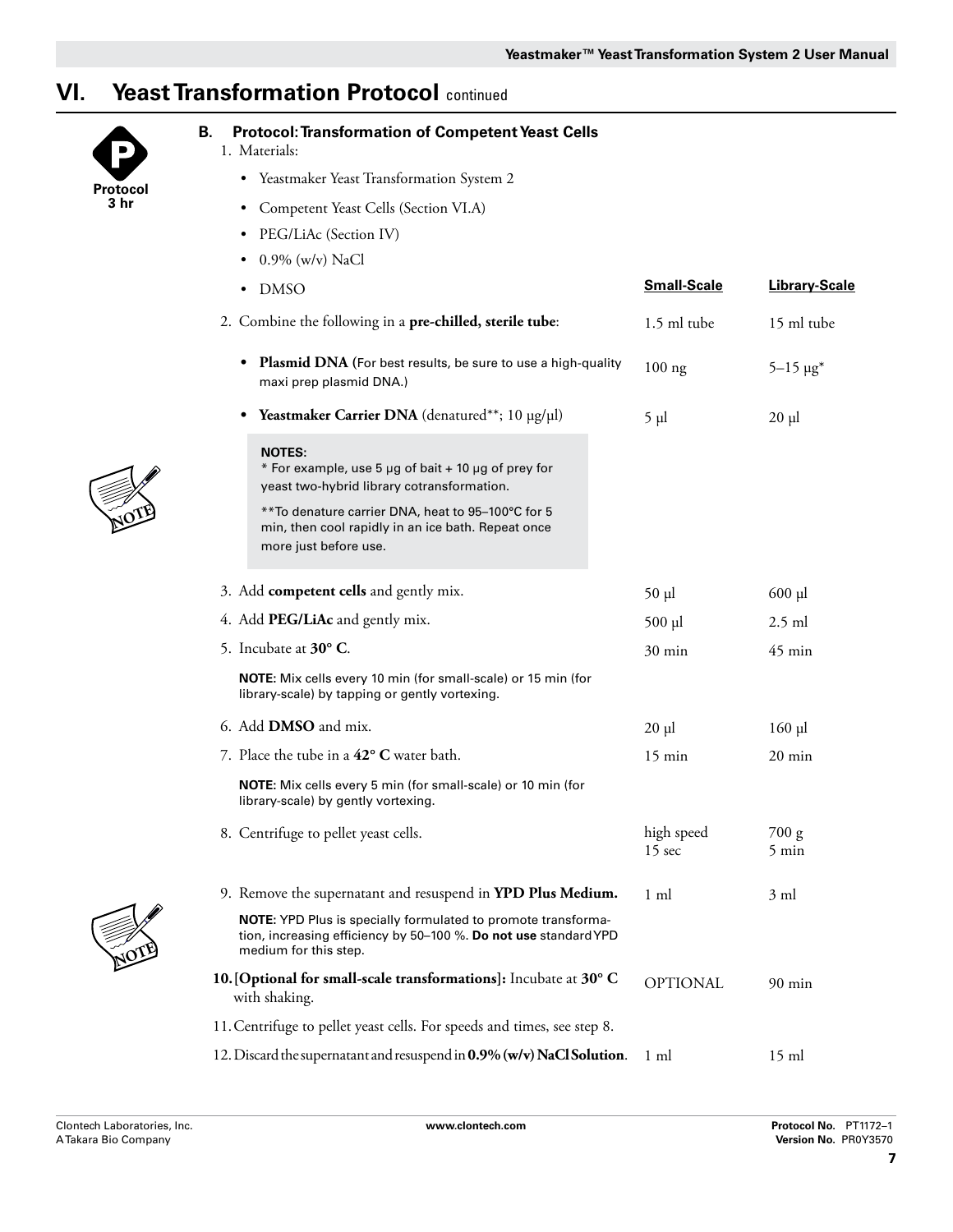# VI. Yeast Transformation Protocol continued

**Protocol 3 hr**

### B. Protocol: Transformation of Competent Yeast Cells

1. Materials:
   - Yeastmaker Yeast Transformation System 2
   - Competent Yeast Cells (Section VI.A)
   - PEG/LiAc (Section IV)
   - 0.9% (w/v) NaCl
   - DMSO

| Step | Small-Scale | Library-Scale |
|---|---|---|
| 2. Combine the following in a **pre-chilled, sterile tube**: | 1.5 ml tube | 15 ml tube |
| • **Plasmid DNA** (For best results, be sure to use a high-quality maxi prep plasmid DNA.) | 100 ng | 5–15 µg* |
| • **Yeastmaker Carrier DNA** (denatured**; 10 µg/µl) | 5 µl | 20 µl |
| 3. Add **competent cells** and gently mix. | 50 µl | 600 µl |
| 4. Add **PEG/LiAc** and gently mix. | 500 µl | 2.5 ml |
| 5. Incubate at **30° C**. | 30 min | 45 min |
| 6. Add **DMSO** and mix. | 20 µl | 160 µl |
| 7. Place the tube in a **42° C** water bath. | 15 min | 20 min |
| 8. Centrifuge to pellet yeast cells. | high speed 15 sec | 700 g 5 min |
| 9. Remove the supernatant and resuspend in **YPD Plus Medium.** | 1 ml | 3 ml |
| 10. **[Optional for small-scale transformations]:** Incubate at **30° C** with shaking. | OPTIONAL | 90 min |
| 11. Centrifuge to pellet yeast cells. For speeds and times, see step 8. | | |
| 12. Discard the supernatant and resuspend in **0.9% (w/v) NaCl Solution**. | 1 ml | 15 ml |

**NOTES:**
* For example, use 5 µg of bait + 10 µg of prey for yeast two-hybrid library cotransformation.

**To denature carrier DNA, heat to 95–100°C for 5 min, then cool rapidly in an ice bath. Repeat once more just before use.

**NOTE (step 5):** Mix cells every 10 min (for small-scale) or 15 min (for library-scale) by tapping or gently vortexing.

**NOTE (step 7):** Mix cells every 5 min (for small-scale) or 10 min (for library-scale) by gently vortexing.

**NOTE (step 9):** YPD Plus is specially formulated to promote transformation, increasing efficiency by 50–100 %. **Do not use** standard YPD medium for this step.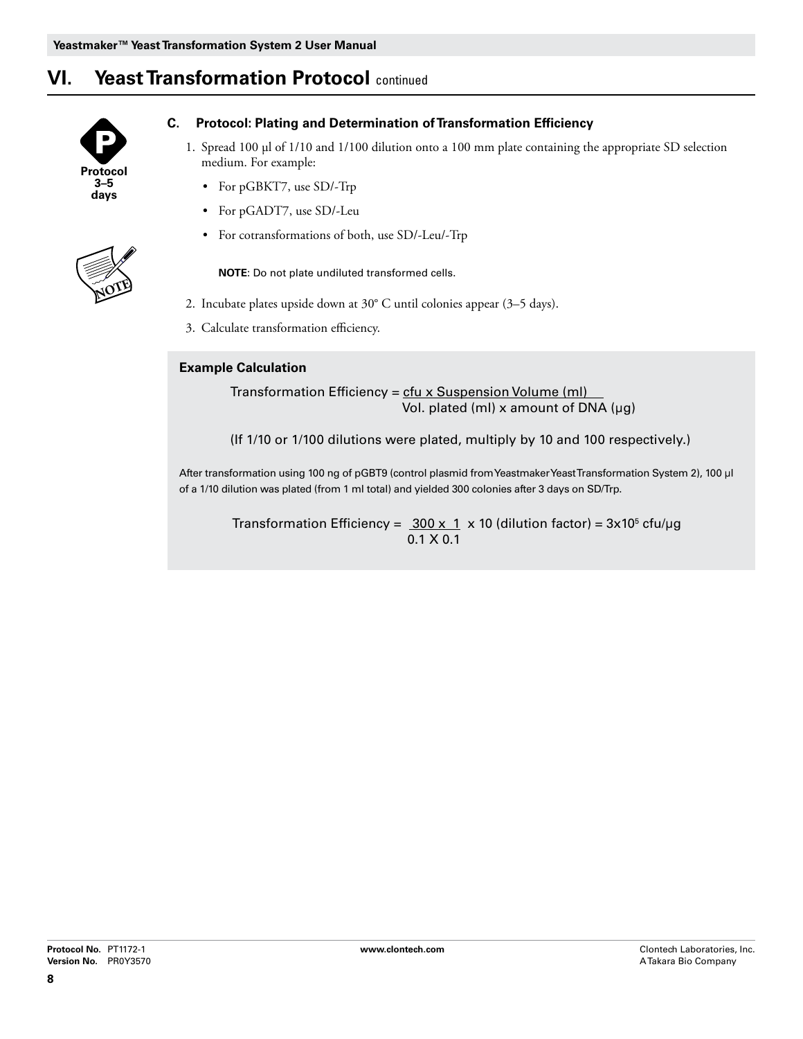# VI. Yeast Transformation Protocol continued

Protocol 3–5 days

### C. Protocol: Plating and Determination of Transformation Efficiency

1. Spread 100 µl of 1/10 and 1/100 dilution onto a 100 mm plate containing the appropriate SD selection medium. For example:
   - For pGBKT7, use SD/-Trp
   - For pGADT7, use SD/-Leu
   - For cotransformations of both, use SD/-Leu/-Trp

   **NOTE**: Do not plate undiluted transformed cells.

2. Incubate plates upside down at 30° C until colonies appear (3–5 days).
3. Calculate transformation efficiency.

**Example Calculation**

$$\text{Transformation Efficiency} = \frac{\text{cfu x Suspension Volume (ml)}}{\text{Vol. plated (ml) x amount of DNA (µg)}}$$

(If 1/10 or 1/100 dilutions were plated, multiply by 10 and 100 respectively.)

After transformation using 100 ng of pGBT9 (control plasmid from Yeastmaker Yeast Transformation System 2), 100 µl of a 1/10 dilution was plated (from 1 ml total) and yielded 300 colonies after 3 days on SD/Trp.

$$\text{Transformation Efficiency} = \frac{300 \times 1}{0.1 \times 0.1} \times 10 \text{ (dilution factor)} = 3 \times 10^5 \text{ cfu/µg}$$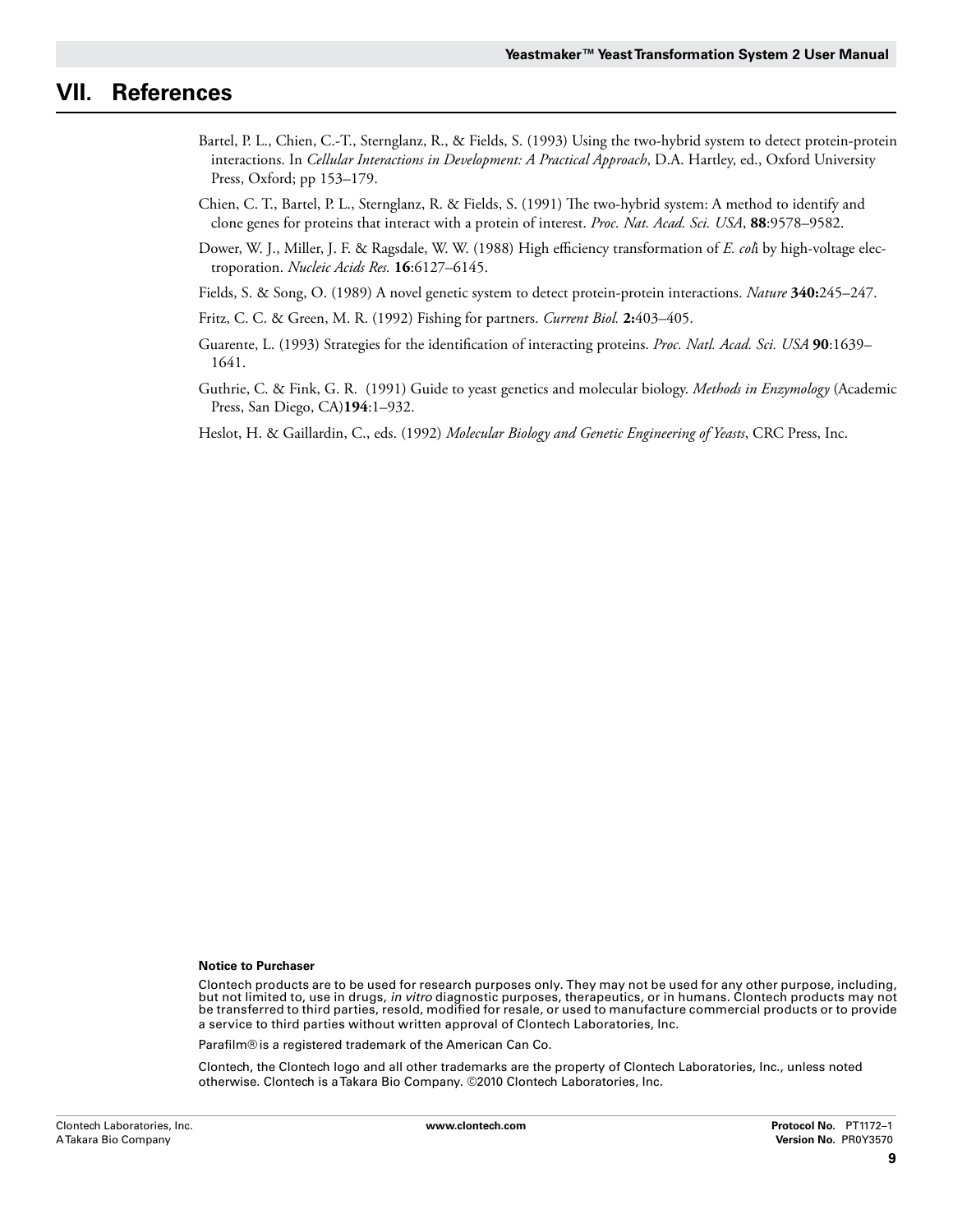## VII. References

Bartel, P. L., Chien, C.-T., Sternglanz, R., & Fields, S. (1993) Using the two-hybrid system to detect protein-protein interactions. In *Cellular Interactions in Development: A Practical Approach*, D.A. Hartley, ed., Oxford University Press, Oxford; pp 153–179.

Chien, C. T., Bartel, P. L., Sternglanz, R. & Fields, S. (1991) The two-hybrid system: A method to identify and clone genes for proteins that interact with a protein of interest. *Proc. Nat. Acad. Sci. USA*, **88**:9578–9582.

Dower, W. J., Miller, J. F. & Ragsdale, W. W. (1988) High efficiency transformation of *E. coli* by high-voltage electroporation. *Nucleic Acids Res.* **16**:6127–6145.

Fields, S. & Song, O. (1989) A novel genetic system to detect protein-protein interactions. *Nature* **340:**245–247.

Fritz, C. C. & Green, M. R. (1992) Fishing for partners. *Current Biol.* **2:**403–405.

Guarente, L. (1993) Strategies for the identification of interacting proteins. *Proc. Natl. Acad. Sci. USA* **90**:1639–1641.

Guthrie, C. & Fink, G. R. (1991) Guide to yeast genetics and molecular biology. *Methods in Enzymology* (Academic Press, San Diego, CA)**194**:1–932.

Heslot, H. & Gaillardin, C., eds. (1992) *Molecular Biology and Genetic Engineering of Yeasts*, CRC Press, Inc.

**Notice to Purchaser**

Clontech products are to be used for research purposes only. They may not be used for any other purpose, including, but not limited to, use in drugs, *in vitro* diagnostic purposes, therapeutics, or in humans. Clontech products may not be transferred to third parties, resold, modified for resale, or used to manufacture commercial products or to provide a service to third parties without written approval of Clontech Laboratories, Inc.

Parafilm® is a registered trademark of the American Can Co.

Clontech, the Clontech logo and all other trademarks are the property of Clontech Laboratories, Inc., unless noted otherwise. Clontech is a Takara Bio Company. ©2010 Clontech Laboratories, Inc.